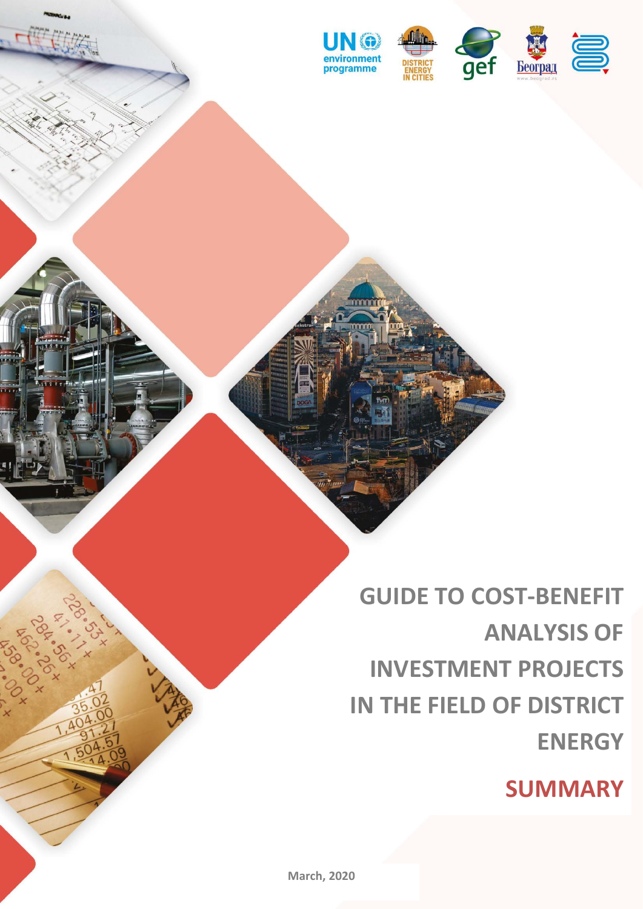# GUIDE TO COST-BENEFIT ANALYSIS OF INVESTMENT PROJECTS IN THE FIELD OF DISTRICT ENERGY

## SUMMARY

March, 2020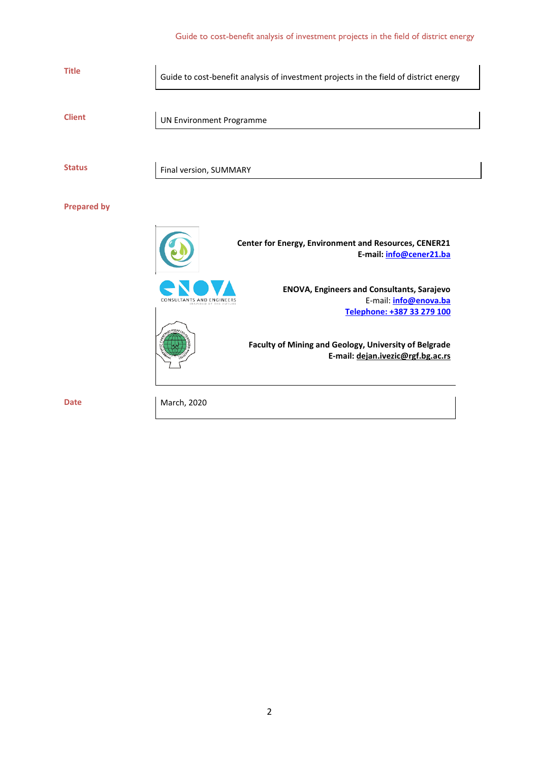| | |
|---|---|
| **Title** | Guide to cost-benefit analysis of investment projects in the field of district energy |
| **Client** | UN Environment Programme |
| **Status** | Final version, SUMMARY |
| **Prepared by** | **Center for Energy, Environment and Resources, CENER21**<br>**E-mail: info@cener21.ba**<br><br>**ENOVA, Engineers and Consultants, Sarajevo**<br>E-mail: **info@enova.ba**<br>**Telephone: +387 33 279 100**<br><br>**Faculty of Mining and Geology, University of Belgrade**<br>**E-mail: dejan.ivezic@rgf.bg.ac.rs** |
| **Date** | March, 2020 |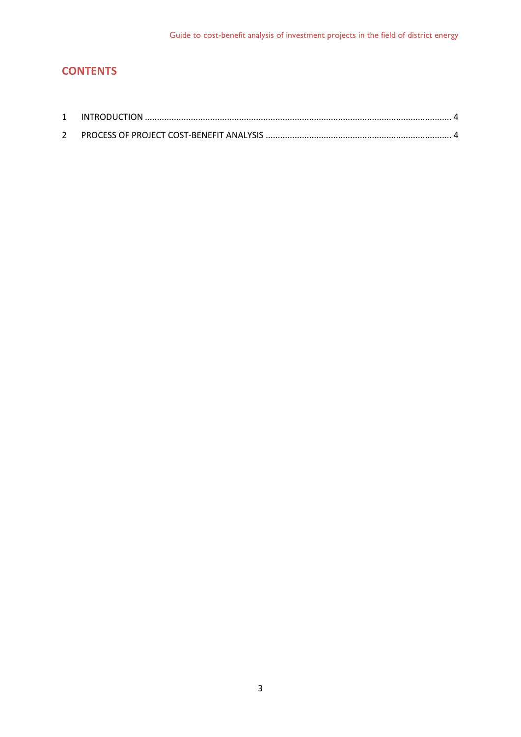## CONTENTS

1 INTRODUCTION ............................................................................................................................ 4

2 PROCESS OF PROJECT COST-BENEFIT ANALYSIS ............................................................................ 4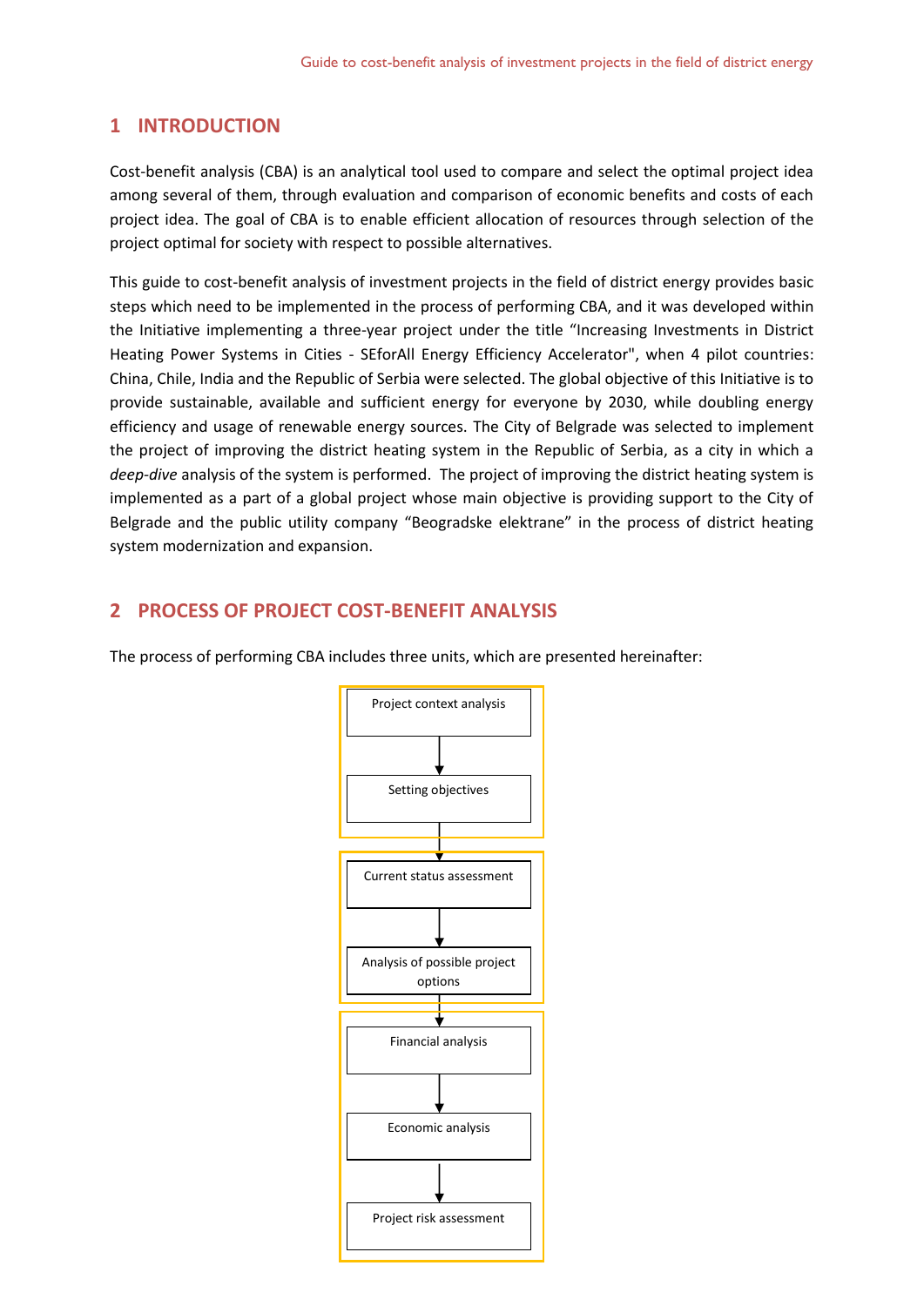# 1 INTRODUCTION

Cost-benefit analysis (CBA) is an analytical tool used to compare and select the optimal project idea among several of them, through evaluation and comparison of economic benefits and costs of each project idea. The goal of CBA is to enable efficient allocation of resources through selection of the project optimal for society with respect to possible alternatives.

This guide to cost-benefit analysis of investment projects in the field of district energy provides basic steps which need to be implemented in the process of performing CBA, and it was developed within the Initiative implementing a three-year project under the title "Increasing Investments in District Heating Power Systems in Cities - SEforAll Energy Efficiency Accelerator", when 4 pilot countries: China, Chile, India and the Republic of Serbia were selected. The global objective of this Initiative is to provide sustainable, available and sufficient energy for everyone by 2030, while doubling energy efficiency and usage of renewable energy sources. The City of Belgrade was selected to implement the project of improving the district heating system in the Republic of Serbia, as a city in which a *deep-dive* analysis of the system is performed. The project of improving the district heating system is implemented as a part of a global project whose main objective is providing support to the City of Belgrade and the public utility company "Beogradske elektrane" in the process of district heating system modernization and expansion.

# 2 PROCESS OF PROJECT COST-BENEFIT ANALYSIS

The process of performing CBA includes three units, which are presented hereinafter:

- Unit 1:
  - Project context analysis
  - Setting objectives
- Unit 2:
  - Current status assessment
  - Analysis of possible project options
- Unit 3:
  - Financial analysis
  - Economic analysis
  - Project risk assessment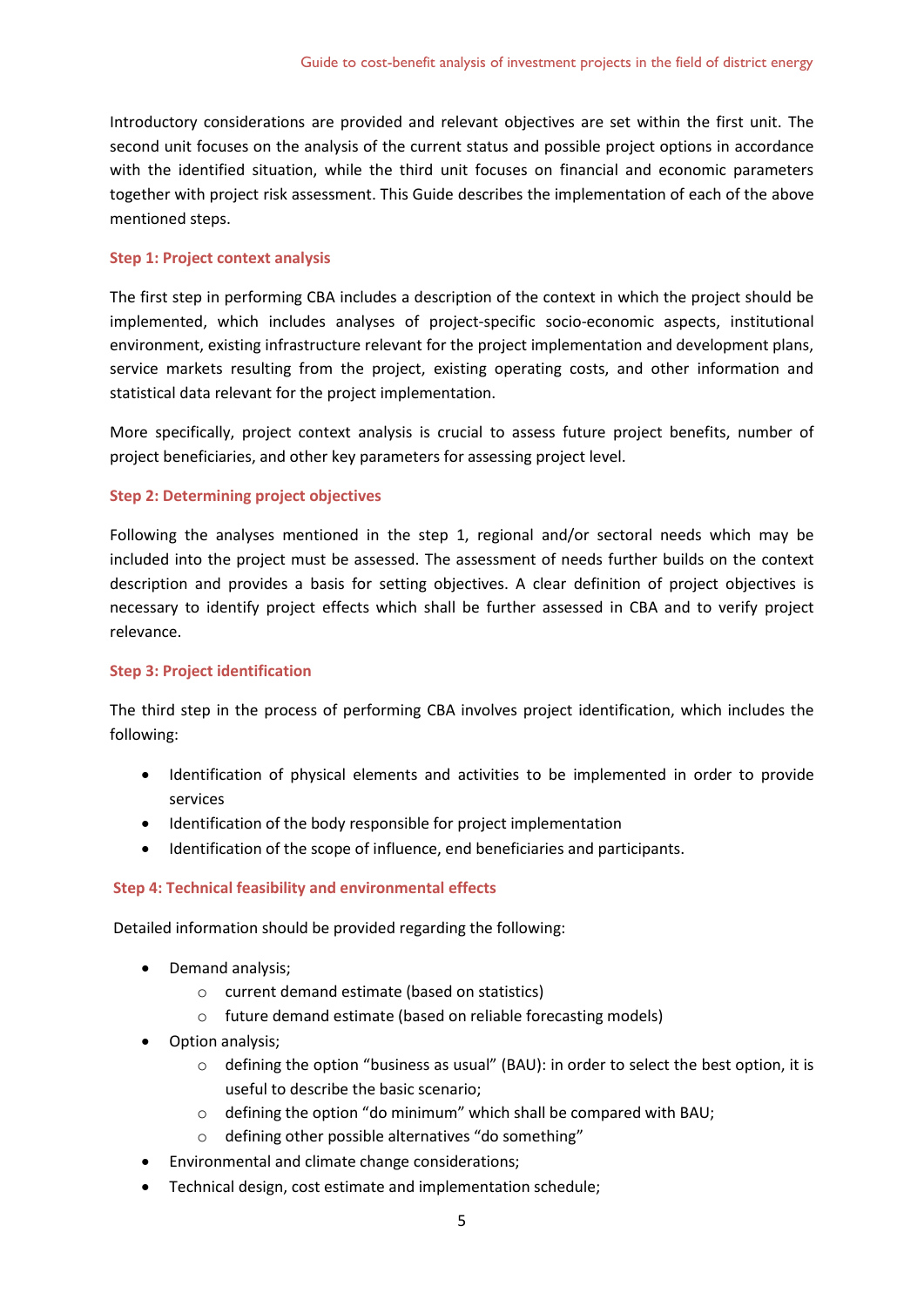Introductory considerations are provided and relevant objectives are set within the first unit. The second unit focuses on the analysis of the current status and possible project options in accordance with the identified situation, while the third unit focuses on financial and economic parameters together with project risk assessment. This Guide describes the implementation of each of the above mentioned steps.

### Step 1: Project context analysis

The first step in performing CBA includes a description of the context in which the project should be implemented, which includes analyses of project-specific socio-economic aspects, institutional environment, existing infrastructure relevant for the project implementation and development plans, service markets resulting from the project, existing operating costs, and other information and statistical data relevant for the project implementation.

More specifically, project context analysis is crucial to assess future project benefits, number of project beneficiaries, and other key parameters for assessing project level.

### Step 2: Determining project objectives

Following the analyses mentioned in the step 1, regional and/or sectoral needs which may be included into the project must be assessed. The assessment of needs further builds on the context description and provides a basis for setting objectives. A clear definition of project objectives is necessary to identify project effects which shall be further assessed in CBA and to verify project relevance.

### Step 3: Project identification

The third step in the process of performing CBA involves project identification, which includes the following:

- Identification of physical elements and activities to be implemented in order to provide services
- Identification of the body responsible for project implementation
- Identification of the scope of influence, end beneficiaries and participants.

### Step 4: Technical feasibility and environmental effects

Detailed information should be provided regarding the following:

- Demand analysis;
  - current demand estimate (based on statistics)
  - future demand estimate (based on reliable forecasting models)
- Option analysis;
  - defining the option "business as usual" (BAU): in order to select the best option, it is useful to describe the basic scenario;
  - defining the option "do minimum" which shall be compared with BAU;
  - defining other possible alternatives "do something"
- Environmental and climate change considerations;
- Technical design, cost estimate and implementation schedule;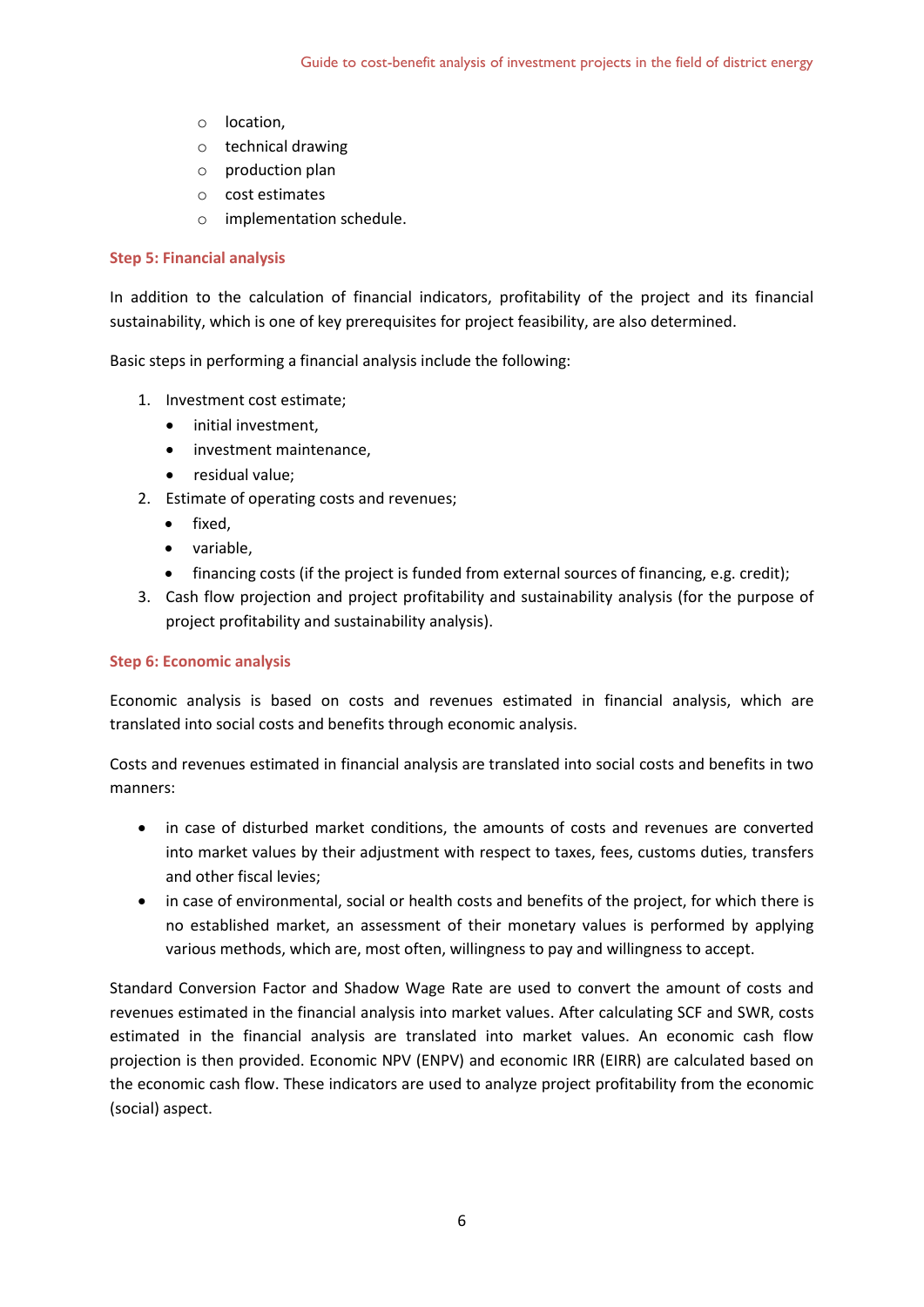- location,
- technical drawing
- production plan
- cost estimates
- implementation schedule.

**Step 5: Financial analysis**

In addition to the calculation of financial indicators, profitability of the project and its financial sustainability, which is one of key prerequisites for project feasibility, are also determined.

Basic steps in performing a financial analysis include the following:

1. Investment cost estimate;
   - initial investment,
   - investment maintenance,
   - residual value;
2. Estimate of operating costs and revenues;
   - fixed,
   - variable,
   - financing costs (if the project is funded from external sources of financing, e.g. credit);
3. Cash flow projection and project profitability and sustainability analysis (for the purpose of project profitability and sustainability analysis).

**Step 6: Economic analysis**

Economic analysis is based on costs and revenues estimated in financial analysis, which are translated into social costs and benefits through economic analysis.

Costs and revenues estimated in financial analysis are translated into social costs and benefits in two manners:

- in case of disturbed market conditions, the amounts of costs and revenues are converted into market values by their adjustment with respect to taxes, fees, customs duties, transfers and other fiscal levies;
- in case of environmental, social or health costs and benefits of the project, for which there is no established market, an assessment of their monetary values is performed by applying various methods, which are, most often, willingness to pay and willingness to accept.

Standard Conversion Factor and Shadow Wage Rate are used to convert the amount of costs and revenues estimated in the financial analysis into market values. After calculating SCF and SWR, costs estimated in the financial analysis are translated into market values. An economic cash flow projection is then provided. Economic NPV (ENPV) and economic IRR (EIRR) are calculated based on the economic cash flow. These indicators are used to analyze project profitability from the economic (social) aspect.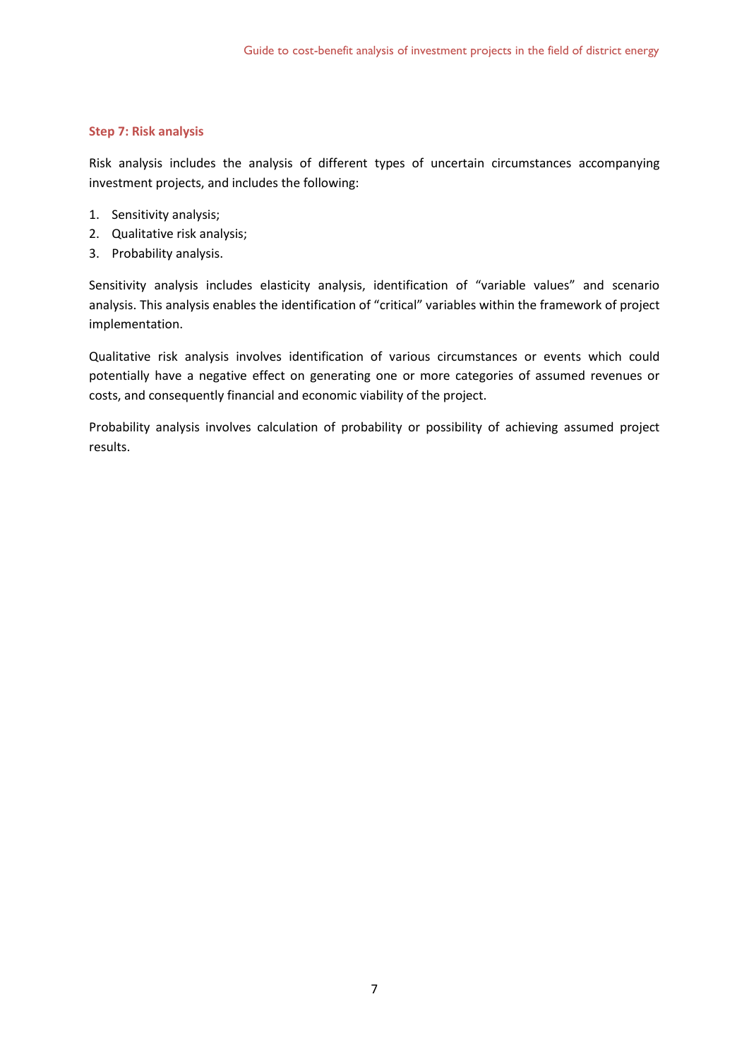**Step 7: Risk analysis**

Risk analysis includes the analysis of different types of uncertain circumstances accompanying investment projects, and includes the following:

1. Sensitivity analysis;
2. Qualitative risk analysis;
3. Probability analysis.

Sensitivity analysis includes elasticity analysis, identification of "variable values" and scenario analysis. This analysis enables the identification of "critical" variables within the framework of project implementation.

Qualitative risk analysis involves identification of various circumstances or events which could potentially have a negative effect on generating one or more categories of assumed revenues or costs, and consequently financial and economic viability of the project.

Probability analysis involves calculation of probability or possibility of achieving assumed project results.